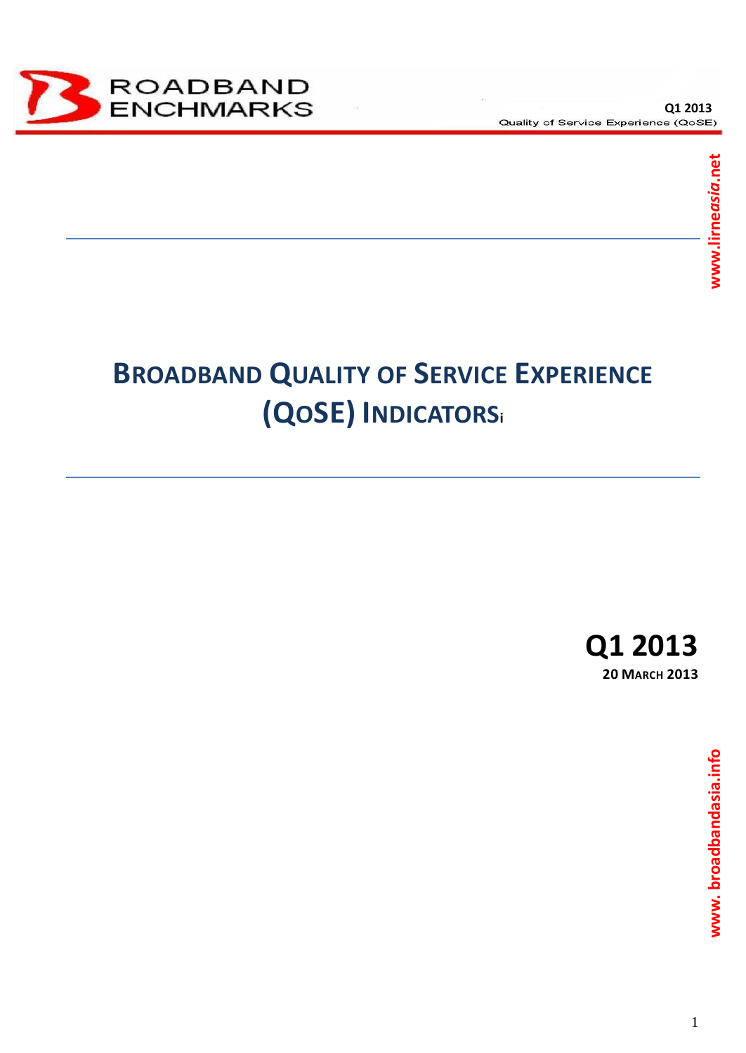# BROADBAND QUALITY OF SERVICE EXPERIENCE (QOSE) INDICATORS[i]

**Q1 2013**

**20 MARCH 2013**

www.lirneasia.net

www. broadbandasia.info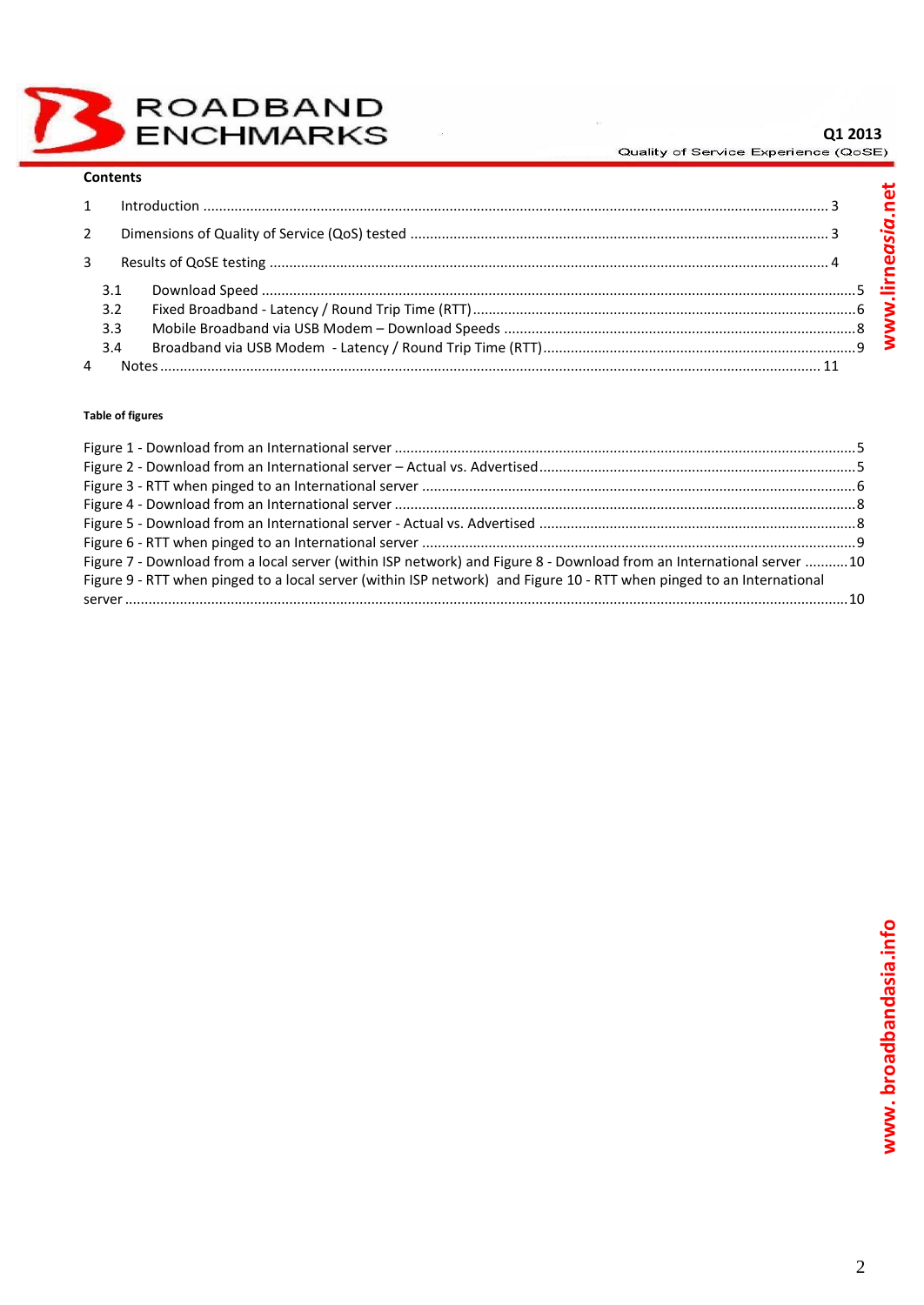**Contents**

1 Introduction ........................................................................................................................................... 3

2 Dimensions of Quality of Service (QoS) tested ....................................................................................... 3

3 Results of QoSE testing ........................................................................................................................... 4

3.1 Download Speed ....................................................................................................................................5

3.2 Fixed Broadband - Latency / Round Trip Time (RTT) ...............................................................................6

3.3 Mobile Broadband via USB Modem – Download Speeds .........................................................................8

3.4 Broadband via USB Modem - Latency / Round Trip Time (RTT) ..............................................................9

4 Notes ..................................................................................................................................................... 11

**Table of figures**

Figure 1 - Download from an International server ....................................................................................5

Figure 2 - Download from an International server – Actual vs. Advertised ...............................................5

Figure 3 - RTT when pinged to an International server .............................................................................6

Figure 4 - Download from an International server ....................................................................................8

Figure 5 - Download from an International server - Actual vs. Advertised ...............................................8

Figure 6 - RTT when pinged to an International server .............................................................................9

Figure 7 - Download from a local server (within ISP network) and Figure 8 - Download from an International server ...........10

Figure 9 - RTT when pinged to a local server (within ISP network) and Figure 10 - RTT when pinged to an International server ....................................................................................................................................10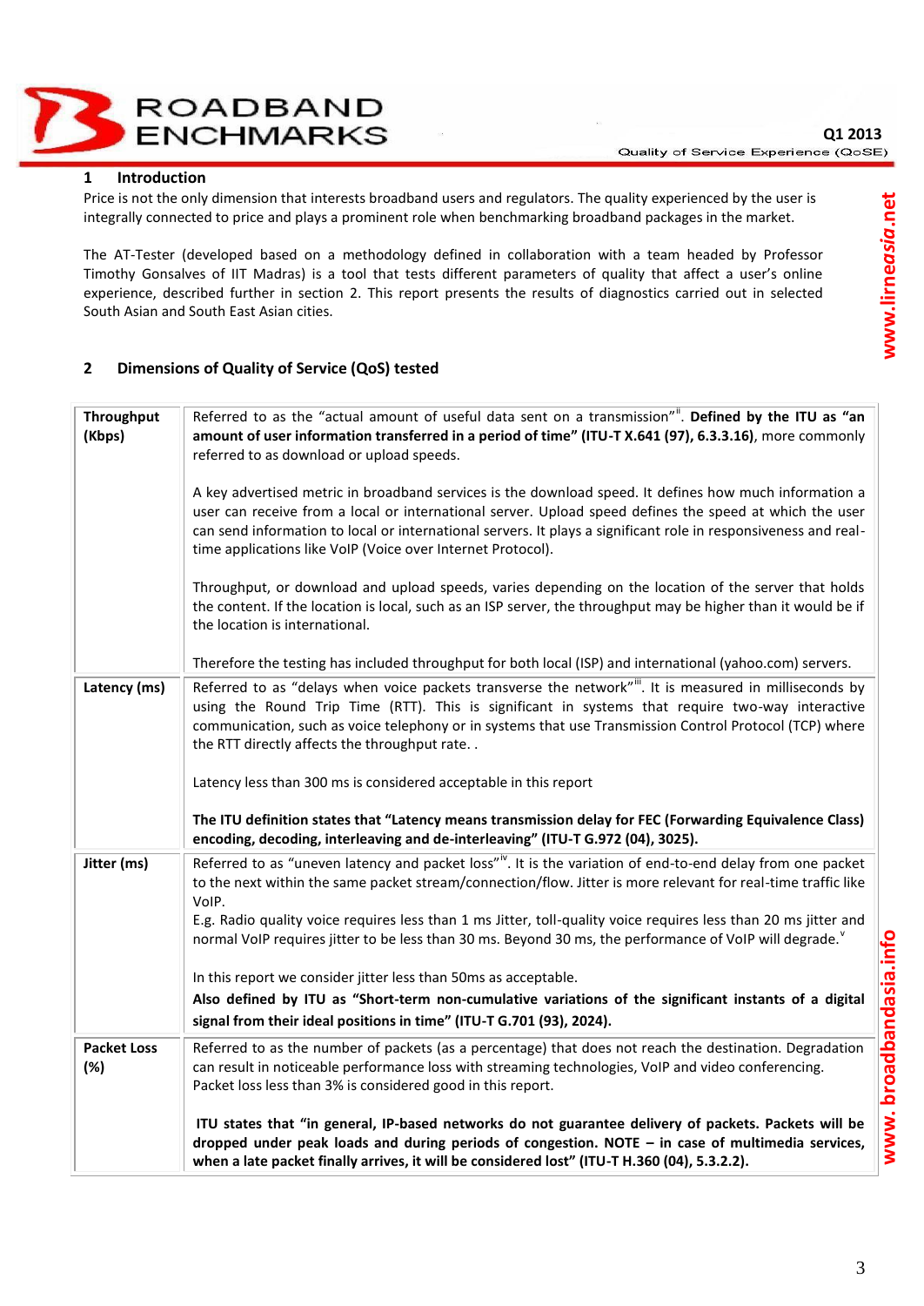## 1 Introduction

Price is not the only dimension that interests broadband users and regulators. The quality experienced by the user is integrally connected to price and plays a prominent role when benchmarking broadband packages in the market.

The AT-Tester (developed based on a methodology defined in collaboration with a team headed by Professor Timothy Gonsalves of IIT Madras) is a tool that tests different parameters of quality that affect a user's online experience, described further in section 2. This report presents the results of diagnostics carried out in selected South Asian and South East Asian cities.

## 2 Dimensions of Quality of Service (QoS) tested

| | |
|---|---|
| **Throughput (Kbps)** | Referred to as the "actual amount of useful data sent on a transmission"[ii]. **Defined by the ITU as "an amount of user information transferred in a period of time" (ITU-T X.641 (97), 6.3.3.16)**, more commonly referred to as download or upload speeds.<br><br>A key advertised metric in broadband services is the download speed. It defines how much information a user can receive from a local or international server. Upload speed defines the speed at which the user can send information to local or international servers. It plays a significant role in responsiveness and real-time applications like VoIP (Voice over Internet Protocol).<br><br>Throughput, or download and upload speeds, varies depending on the location of the server that holds the content. If the location is local, such as an ISP server, the throughput may be higher than it would be if the location is international.<br><br>Therefore the testing has included throughput for both local (ISP) and international (yahoo.com) servers. |
| **Latency (ms)** | Referred to as "delays when voice packets transverse the network"[iii]. It is measured in milliseconds by using the Round Trip Time (RTT). This is significant in systems that require two-way interactive communication, such as voice telephony or in systems that use Transmission Control Protocol (TCP) where the RTT directly affects the throughput rate. .<br><br>Latency less than 300 ms is considered acceptable in this report<br><br>**The ITU definition states that "Latency means transmission delay for FEC (Forwarding Equivalence Class) encoding, decoding, interleaving and de-interleaving" (ITU-T G.972 (04), 3025).** |
| **Jitter (ms)** | Referred to as "uneven latency and packet loss"[iv]. It is the variation of end-to-end delay from one packet to the next within the same packet stream/connection/flow. Jitter is more relevant for real-time traffic like VoIP.<br>E.g. Radio quality voice requires less than 1 ms Jitter, toll-quality voice requires less than 20 ms jitter and normal VoIP requires jitter to be less than 30 ms. Beyond 30 ms, the performance of VoIP will degrade.[v]<br><br>In this report we consider jitter less than 50ms as acceptable.<br>**Also defined by ITU as "Short-term non-cumulative variations of the significant instants of a digital signal from their ideal positions in time" (ITU-T G.701 (93), 2024).** |
| **Packet Loss (%)** | Referred to as the number of packets (as a percentage) that does not reach the destination. Degradation can result in noticeable performance loss with streaming technologies, VoIP and video conferencing.<br>Packet loss less than 3% is considered good in this report.<br><br>**ITU states that "in general, IP-based networks do not guarantee delivery of packets. Packets will be dropped under peak loads and during periods of congestion. NOTE – in case of multimedia services, when a late packet finally arrives, it will be considered lost" (ITU-T H.360 (04), 5.3.2.2).** |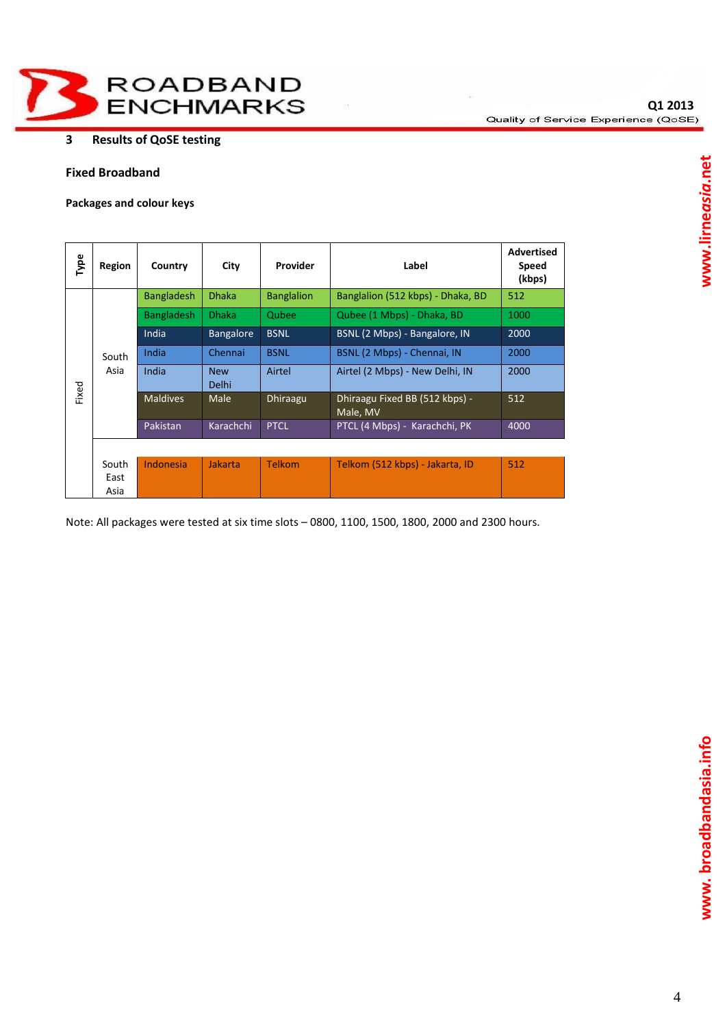## 3 Results of QoSE testing

### Fixed Broadband

**Packages and colour keys**

| Type | Region | Country | City | Provider | Label | Advertised Speed (kbps) |
|---|---|---|---|---|---|---|
| Fixed | South Asia | Bangladesh | Dhaka | Banglalion | Banglalion (512 kbps) - Dhaka, BD | 512 |
| | | Bangladesh | Dhaka | Qubee | Qubee (1 Mbps) - Dhaka, BD | 1000 |
| | | India | Bangalore | BSNL | BSNL (2 Mbps) - Bangalore, IN | 2000 |
| | | India | Chennai | BSNL | BSNL (2 Mbps) - Chennai, IN | 2000 |
| | | India | New Delhi | Airtel | Airtel (2 Mbps) - New Delhi, IN | 2000 |
| | | Maldives | Male | Dhiraagu | Dhiraagu Fixed BB (512 kbps) - Male, MV | 512 |
| | | Pakistan | Karachchi | PTCL | PTCL (4 Mbps) - Karachchi, PK | 4000 |
| | South East Asia | Indonesia | Jakarta | Telkom | Telkom (512 kbps) - Jakarta, ID | 512 |

Note: All packages were tested at six time slots – 0800, 1100, 1500, 1800, 2000 and 2300 hours.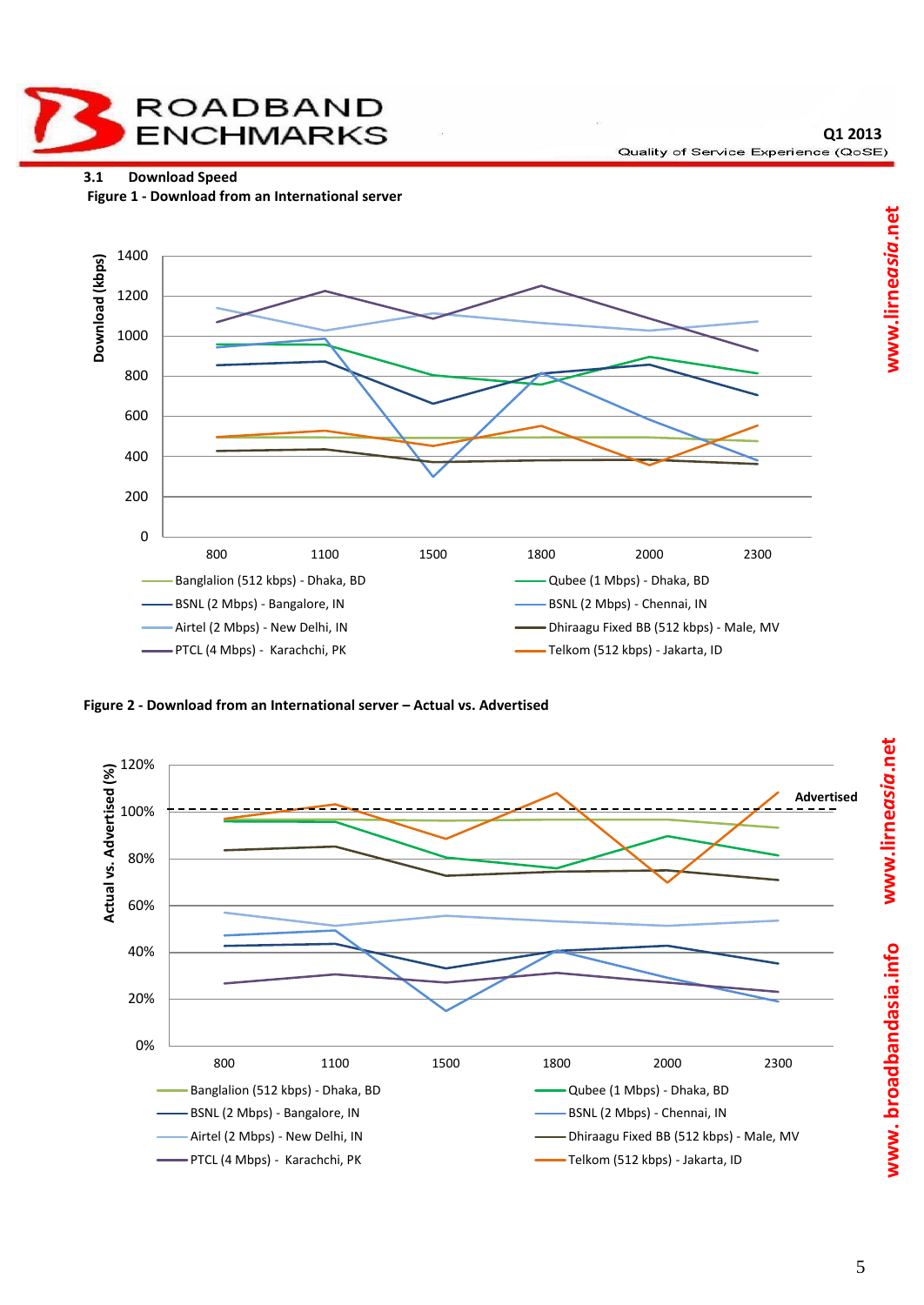### 3.1 Download Speed

**Figure 1 - Download from an International server**

**Figure 2 - Download from an International server – Actual vs. Advertised**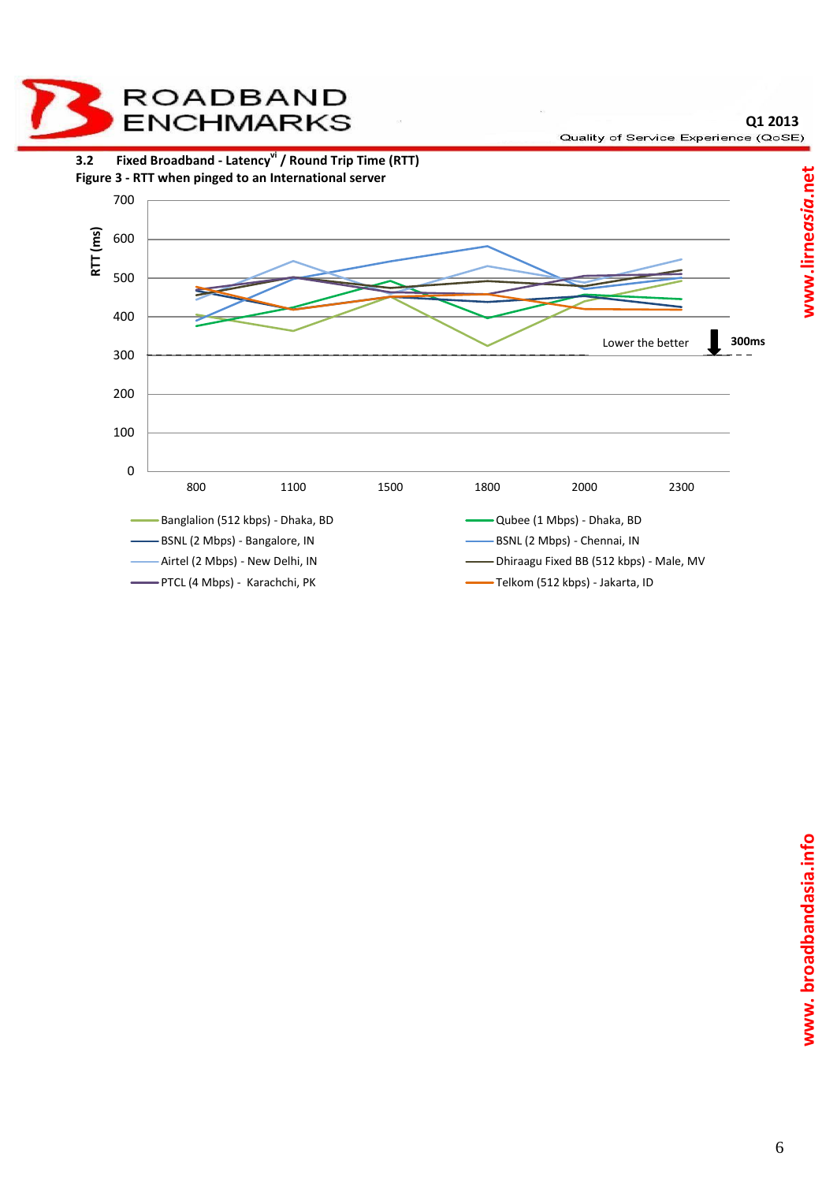### 3.2 Fixed Broadband - Latency[vi] / Round Trip Time (RTT)

**Figure 3 - RTT when pinged to an International server**

RTT (ms)

700
600
500
400
300
200
100
0

800 1100 1500 1800 2000 2300

Lower the better

300ms

- Banglalion (512 kbps) - Dhaka, BD
- Qubee (1 Mbps) - Dhaka, BD
- BSNL (2 Mbps) - Bangalore, IN
- BSNL (2 Mbps) - Chennai, IN
- Airtel (2 Mbps) - New Delhi, IN
- Dhiraagu Fixed BB (512 kbps) - Male, MV
- PTCL (4 Mbps) - Karachchi, PK
- Telkom (512 kbps) - Jakarta, ID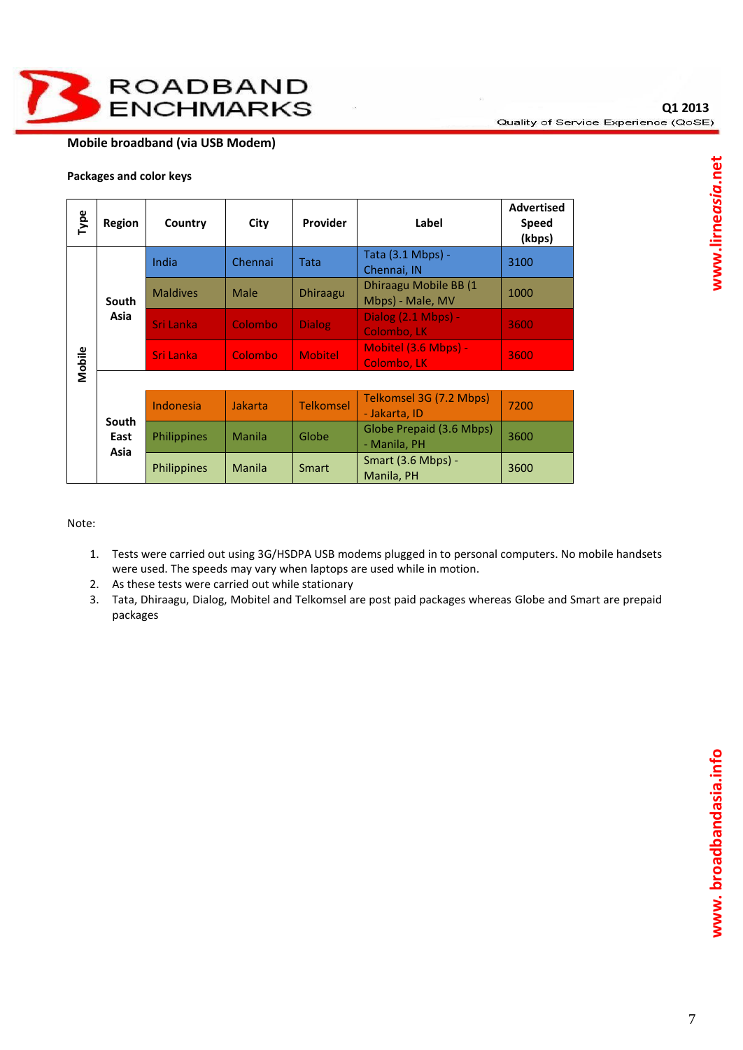## Mobile broadband (via USB Modem)

**Packages and color keys**

| Type | Region | Country | City | Provider | Label | Advertised Speed (kbps) |
|---|---|---|---|---|---|---|
| Mobile | South Asia | India | Chennai | Tata | Tata (3.1 Mbps) - Chennai, IN | 3100 |
| | | Maldives | Male | Dhiraagu | Dhiraagu Mobile BB (1 Mbps) - Male, MV | 1000 |
| | | Sri Lanka | Colombo | Dialog | Dialog (2.1 Mbps) - Colombo, LK | 3600 |
| | | Sri Lanka | Colombo | Mobitel | Mobitel (3.6 Mbps) - Colombo, LK | 3600 |
| | South East Asia | Indonesia | Jakarta | Telkomsel | Telkomsel 3G (7.2 Mbps) - Jakarta, ID | 7200 |
| | | Philippines | Manila | Globe | Globe Prepaid (3.6 Mbps) - Manila, PH | 3600 |
| | | Philippines | Manila | Smart | Smart (3.6 Mbps) - Manila, PH | 3600 |

Note:

1. Tests were carried out using 3G/HSDPA USB modems plugged in to personal computers. No mobile handsets were used. The speeds may vary when laptops are used while in motion.
2. As these tests were carried out while stationary
3. Tata, Dhiraagu, Dialog, Mobitel and Telkomsel are post paid packages whereas Globe and Smart are prepaid packages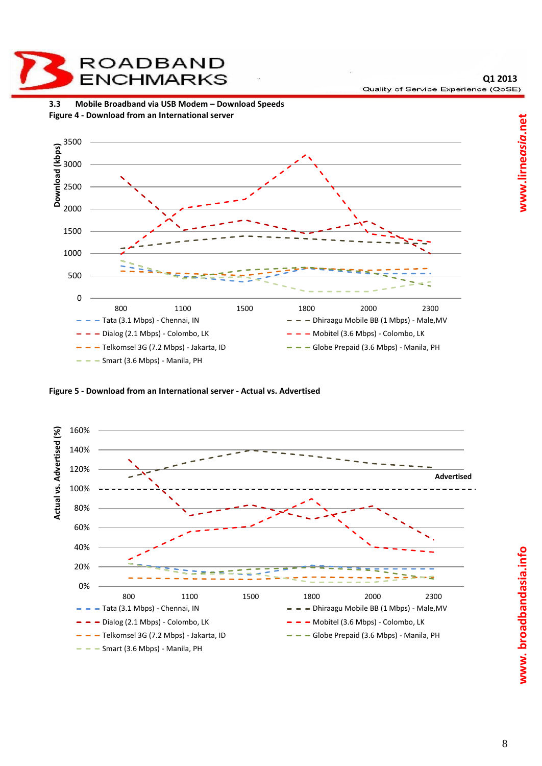### 3.3 Mobile Broadband via USB Modem – Download Speeds

**Figure 4 - Download from an International server**

Download (kbps)

3500
3000
2500
2000
1500
1000
500
0

800 1100 1500 1800 2000 2300

Tata (3.1 Mbps) - Chennai, IN
Dhiraagu Mobile BB (1 Mbps) - Male,MV
Dialog (2.1 Mbps) - Colombo, LK
Mobitel (3.6 Mbps) - Colombo, LK
Telkomsel 3G (7.2 Mbps) - Jakarta, ID
Globe Prepaid (3.6 Mbps) - Manila, PH
Smart (3.6 Mbps) - Manila, PH

**Figure 5 - Download from an International server - Actual vs. Advertised**

Actual vs. Advertised (%)

160%
140%
120%
100%
80%
60%
40%
20%
0%

Advertised

800 1100 1500 1800 2000 2300

Tata (3.1 Mbps) - Chennai, IN
Dhiraagu Mobile BB (1 Mbps) - Male,MV
Dialog (2.1 Mbps) - Colombo, LK
Mobitel (3.6 Mbps) - Colombo, LK
Telkomsel 3G (7.2 Mbps) - Jakarta, ID
Globe Prepaid (3.6 Mbps) - Manila, PH
Smart (3.6 Mbps) - Manila, PH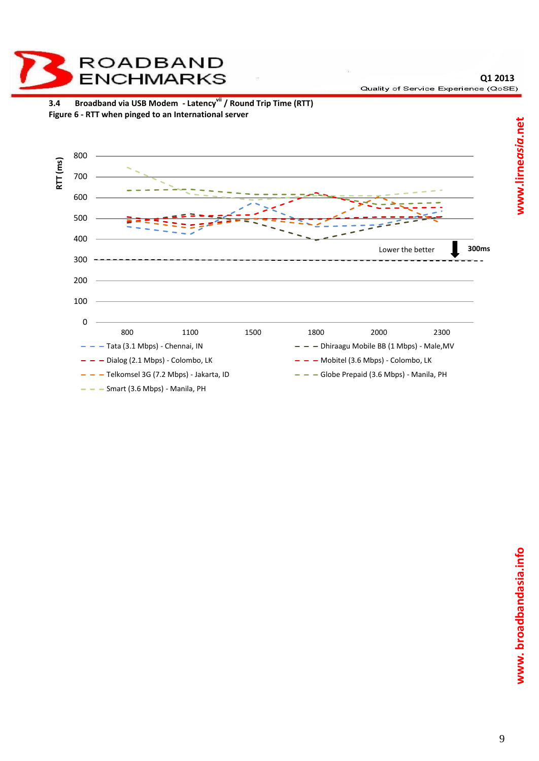### 3.4 Broadband via USB Modem - Latency[vii] / Round Trip Time (RTT)

**Figure 6 - RTT when pinged to an International server**

RTT (ms)

800
700
600
500
400
300
200
100
0

Lower the better

300ms

800 1100 1500 1800 2000 2300

- Tata (3.1 Mbps) - Chennai, IN
- Dhiraagu Mobile BB (1 Mbps) - Male,MV
- Dialog (2.1 Mbps) - Colombo, LK
- Mobitel (3.6 Mbps) - Colombo, LK
- Telkomsel 3G (7.2 Mbps) - Jakarta, ID
- Globe Prepaid (3.6 Mbps) - Manila, PH
- Smart (3.6 Mbps) - Manila, PH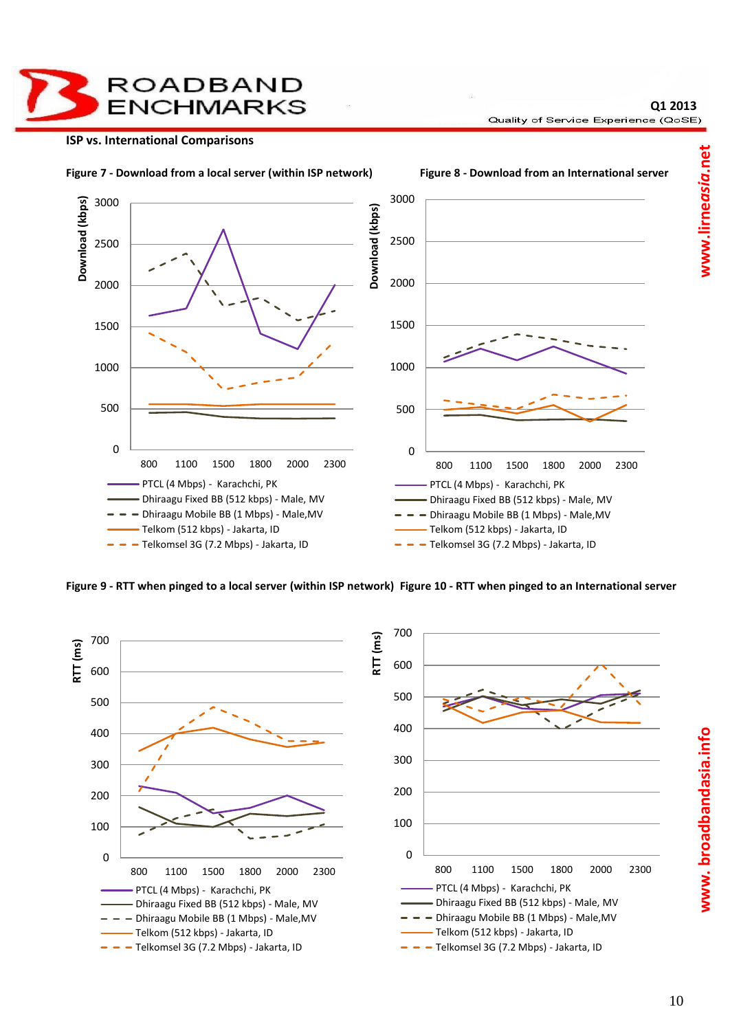## ISP vs. International Comparisons

**Figure 7 - Download from a local server (within ISP network)**

Download (kbps)

- PTCL (4 Mbps) - Karachchi, PK
- Dhiraagu Fixed BB (512 kbps) - Male, MV
- Dhiraagu Mobile BB (1 Mbps) - Male,MV
- Telkom (512 kbps) - Jakarta, ID
- Telkomsel 3G (7.2 Mbps) - Jakarta, ID

**Figure 8 - Download from an International server**

Download (kbps)

- PTCL (4 Mbps) - Karachchi, PK
- Dhiraagu Fixed BB (512 kbps) - Male, MV
- Dhiraagu Mobile BB (1 Mbps) - Male,MV
- Telkom (512 kbps) - Jakarta, ID
- Telkomsel 3G (7.2 Mbps) - Jakarta, ID

**Figure 9 - RTT when pinged to a local server (within ISP network)**

RTT (ms)

- PTCL (4 Mbps) - Karachchi, PK
- Dhiraagu Fixed BB (512 kbps) - Male, MV
- Dhiraagu Mobile BB (1 Mbps) - Male,MV
- Telkom (512 kbps) - Jakarta, ID
- Telkomsel 3G (7.2 Mbps) - Jakarta, ID

**Figure 10 - RTT when pinged to an International server**

RTT (ms)

- PTCL (4 Mbps) - Karachchi, PK
- Dhiraagu Fixed BB (512 kbps) - Male, MV
- Dhiraagu Mobile BB (1 Mbps) - Male,MV
- Telkom (512 kbps) - Jakarta, ID
- Telkomsel 3G (7.2 Mbps) - Jakarta, ID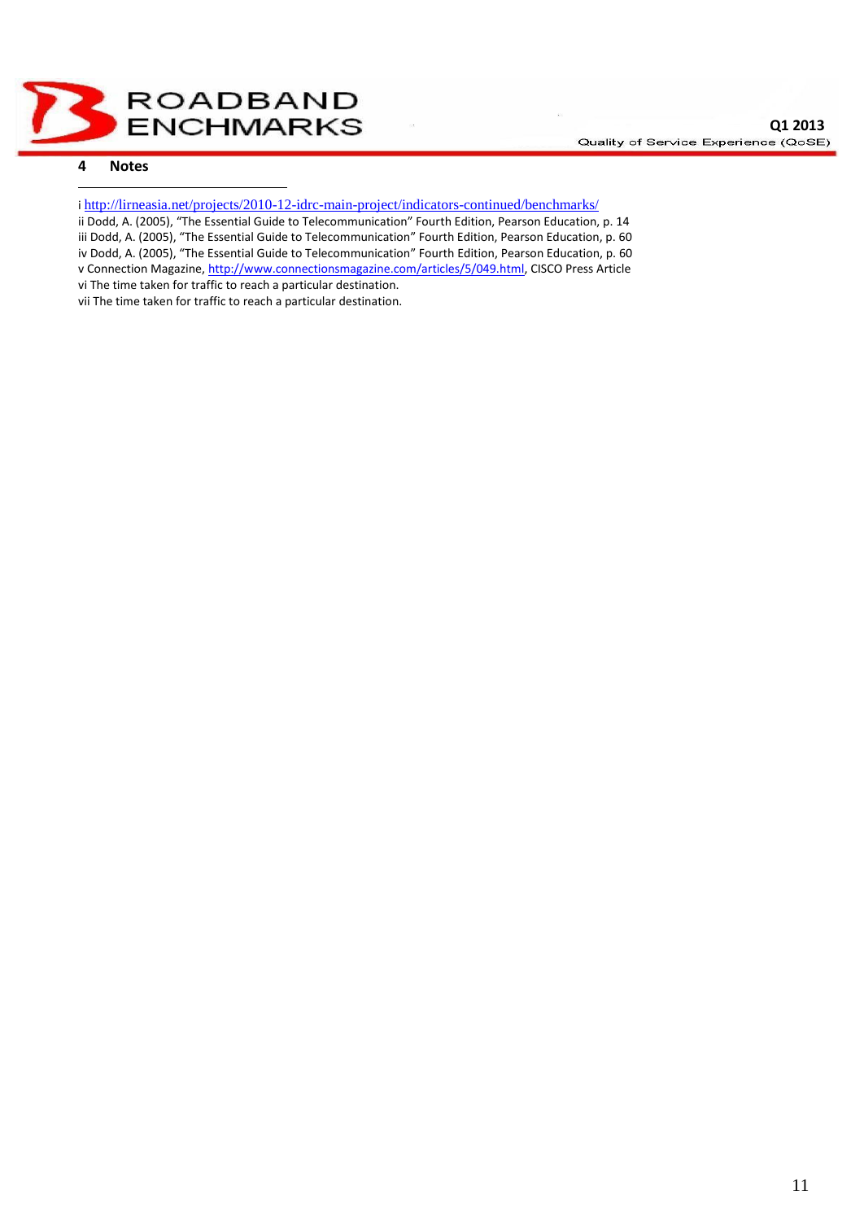## 4 Notes

---

i http://lirneasia.net/projects/2010-12-idrc-main-project/indicators-continued/benchmarks/

ii Dodd, A. (2005), "The Essential Guide to Telecommunication" Fourth Edition, Pearson Education, p. 14

iii Dodd, A. (2005), "The Essential Guide to Telecommunication" Fourth Edition, Pearson Education, p. 60

iv Dodd, A. (2005), "The Essential Guide to Telecommunication" Fourth Edition, Pearson Education, p. 60

v Connection Magazine, http://www.connectionsmagazine.com/articles/5/049.html, CISCO Press Article

vi The time taken for traffic to reach a particular destination.

vii The time taken for traffic to reach a particular destination.